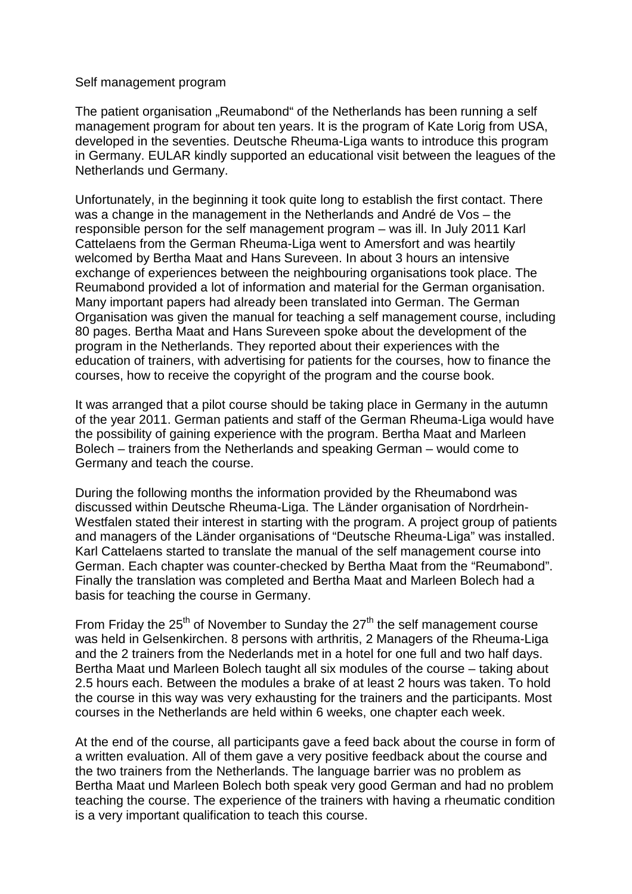Self management program

The patient organisation „Reumabond" of the Netherlands has been running a self management program for about ten years. It is the program of Kate Lorig from USA, developed in the seventies. Deutsche Rheuma-Liga wants to introduce this program in Germany. EULAR kindly supported an educational visit between the leagues of the Netherlands und Germany.

Unfortunately, in the beginning it took quite long to establish the first contact. There was a change in the management in the Netherlands and André de Vos – the responsible person for the self management program – was ill. In July 2011 Karl Cattelaens from the German Rheuma-Liga went to Amersfort and was heartily welcomed by Bertha Maat and Hans Sureveen. In about 3 hours an intensive exchange of experiences between the neighbouring organisations took place. The Reumabond provided a lot of information and material for the German organisation. Many important papers had already been translated into German. The German Organisation was given the manual for teaching a self management course, including 80 pages. Bertha Maat and Hans Sureveen spoke about the development of the program in the Netherlands. They reported about their experiences with the education of trainers, with advertising for patients for the courses, how to finance the courses, how to receive the copyright of the program and the course book.

It was arranged that a pilot course should be taking place in Germany in the autumn of the year 2011. German patients and staff of the German Rheuma-Liga would have the possibility of gaining experience with the program. Bertha Maat and Marleen Bolech – trainers from the Netherlands and speaking German – would come to Germany and teach the course.

During the following months the information provided by the Rheumabond was discussed within Deutsche Rheuma-Liga. The Länder organisation of Nordrhein-Westfalen stated their interest in starting with the program. A project group of patients and managers of the Länder organisations of "Deutsche Rheuma-Liga" was installed. Karl Cattelaens started to translate the manual of the self management course into German. Each chapter was counter-checked by Bertha Maat from the "Reumabond". Finally the translation was completed and Bertha Maat and Marleen Bolech had a basis for teaching the course in Germany.

From Friday the 25th of November to Sunday the 27th the self management course was held in Gelsenkirchen. 8 persons with arthritis, 2 Managers of the Rheuma-Liga and the 2 trainers from the Nederlands met in a hotel for one full and two half days. Bertha Maat und Marleen Bolech taught all six modules of the course – taking about 2.5 hours each. Between the modules a brake of at least 2 hours was taken. To hold the course in this way was very exhausting for the trainers and the participants. Most courses in the Netherlands are held within 6 weeks, one chapter each week.

At the end of the course, all participants gave a feed back about the course in form of a written evaluation. All of them gave a very positive feedback about the course and the two trainers from the Netherlands. The language barrier was no problem as Bertha Maat und Marleen Bolech both speak very good German and had no problem teaching the course. The experience of the trainers with having a rheumatic condition is a very important qualification to teach this course.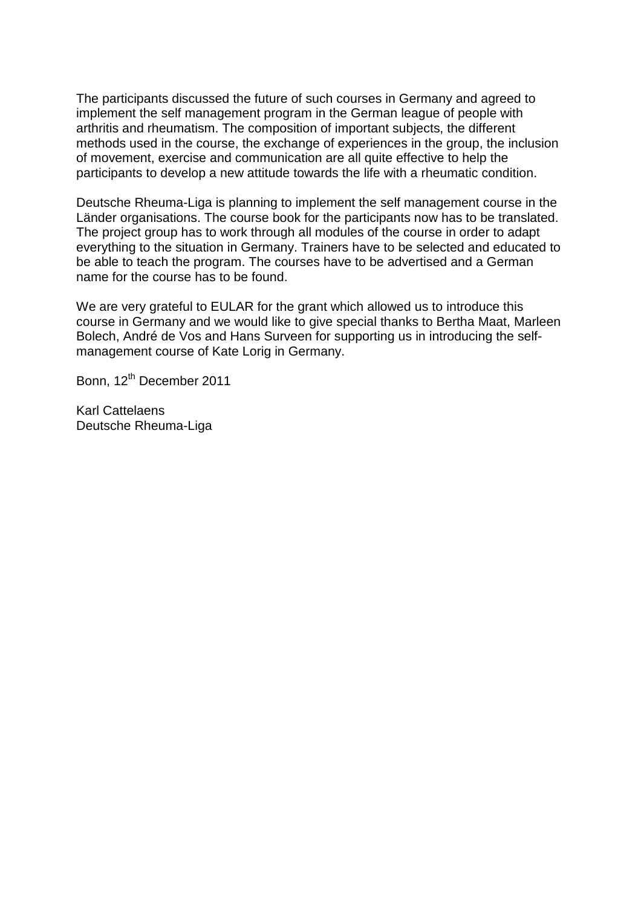The participants discussed the future of such courses in Germany and agreed to implement the self management program in the German league of people with arthritis and rheumatism. The composition of important subjects, the different methods used in the course, the exchange of experiences in the group, the inclusion of movement, exercise and communication are all quite effective to help the participants to develop a new attitude towards the life with a rheumatic condition.

Deutsche Rheuma-Liga is planning to implement the self management course in the Länder organisations. The course book for the participants now has to be translated. The project group has to work through all modules of the course in order to adapt everything to the situation in Germany. Trainers have to be selected and educated to be able to teach the program. The courses have to be advertised and a German name for the course has to be found.

We are very grateful to EULAR for the grant which allowed us to introduce this course in Germany and we would like to give special thanks to Bertha Maat, Marleen Bolech, André de Vos and Hans Surveen for supporting us in introducing the self-management course of Kate Lorig in Germany.

Bonn, 12th December 2011

Karl Cattelaens
Deutsche Rheuma-Liga